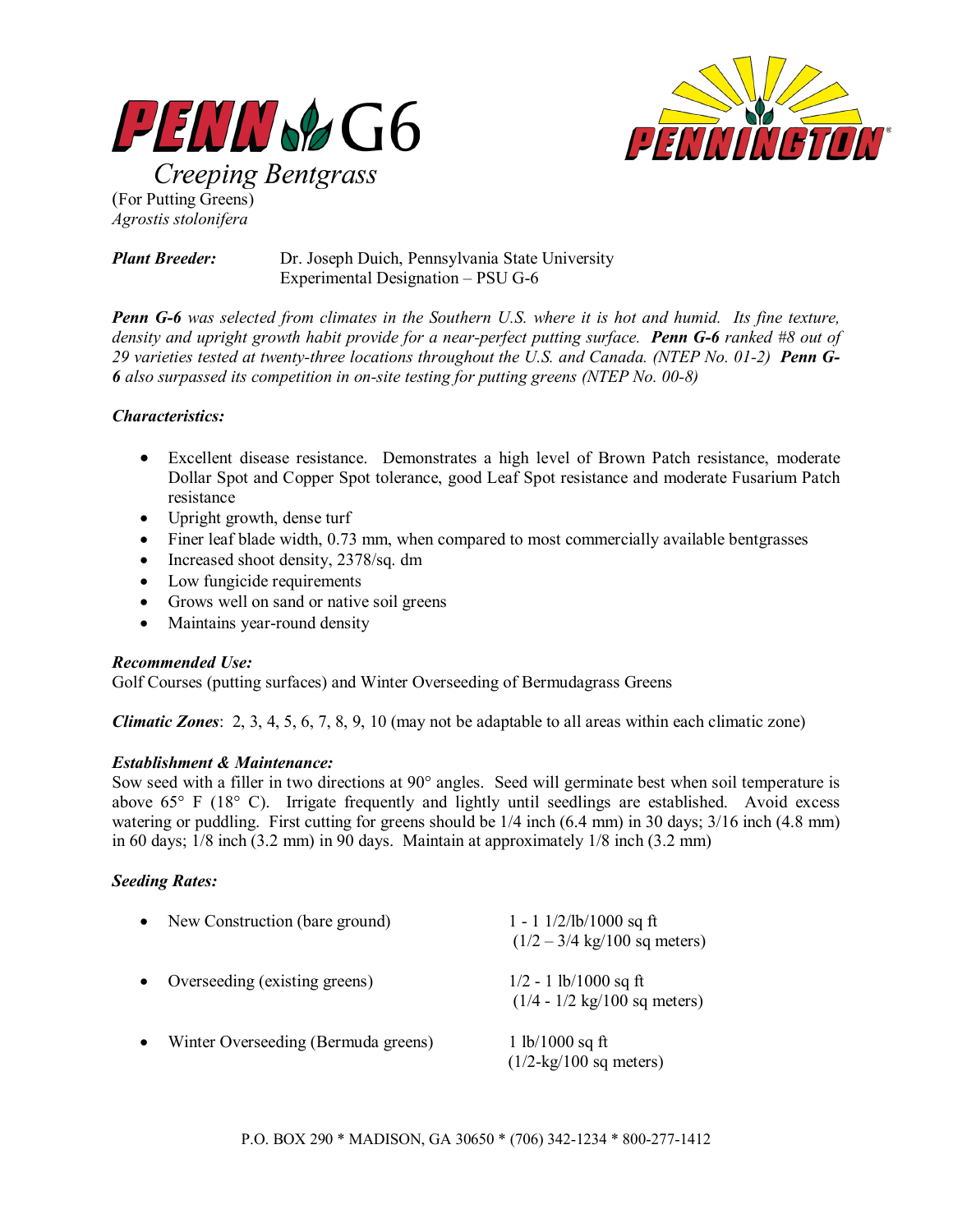# PENN G6

## Creeping Bentgrass

(For Putting Greens)
*Agrostis stolonifera*

PENNINGTON®

***Plant Breeder:*** Dr. Joseph Duich, Pennsylvania State University
Experimental Designation – PSU G-6

***Penn G-6** was selected from climates in the Southern U.S. where it is hot and humid. Its fine texture, density and upright growth habit provide for a near-perfect putting surface. **Penn G-6** ranked #8 out of 29 varieties tested at twenty-three locations throughout the U.S. and Canada. (NTEP No. 01-2) **Penn G-6** also surpassed its competition in on-site testing for putting greens (NTEP No. 00-8)*

***Characteristics:***

- Excellent disease resistance. Demonstrates a high level of Brown Patch resistance, moderate Dollar Spot and Copper Spot tolerance, good Leaf Spot resistance and moderate Fusarium Patch resistance
- Upright growth, dense turf
- Finer leaf blade width, 0.73 mm, when compared to most commercially available bentgrasses
- Increased shoot density, 2378/sq. dm
- Low fungicide requirements
- Grows well on sand or native soil greens
- Maintains year-round density

***Recommended Use:***
Golf Courses (putting surfaces) and Winter Overseeding of Bermudagrass Greens

***Climatic Zones***: 2, 3, 4, 5, 6, 7, 8, 9, 10 (may not be adaptable to all areas within each climatic zone)

***Establishment & Maintenance:***
Sow seed with a filler in two directions at 90° angles. Seed will germinate best when soil temperature is above 65° F (18° C). Irrigate frequently and lightly until seedlings are established. Avoid excess watering or puddling. First cutting for greens should be 1/4 inch (6.4 mm) in 30 days; 3/16 inch (4.8 mm) in 60 days; 1/8 inch (3.2 mm) in 90 days. Maintain at approximately 1/8 inch (3.2 mm)

***Seeding Rates:***

- New Construction (bare ground) — 1 - 1 1/2/lb/1000 sq ft (1/2 – 3/4 kg/100 sq meters)
- Overseeding (existing greens) — 1/2 - 1 lb/1000 sq ft (1/4 - 1/2 kg/100 sq meters)
- Winter Overseeding (Bermuda greens) — 1 lb/1000 sq ft (1/2-kg/100 sq meters)

P.O. BOX 290 * MADISON, GA 30650 * (706) 342-1234 * 800-277-1412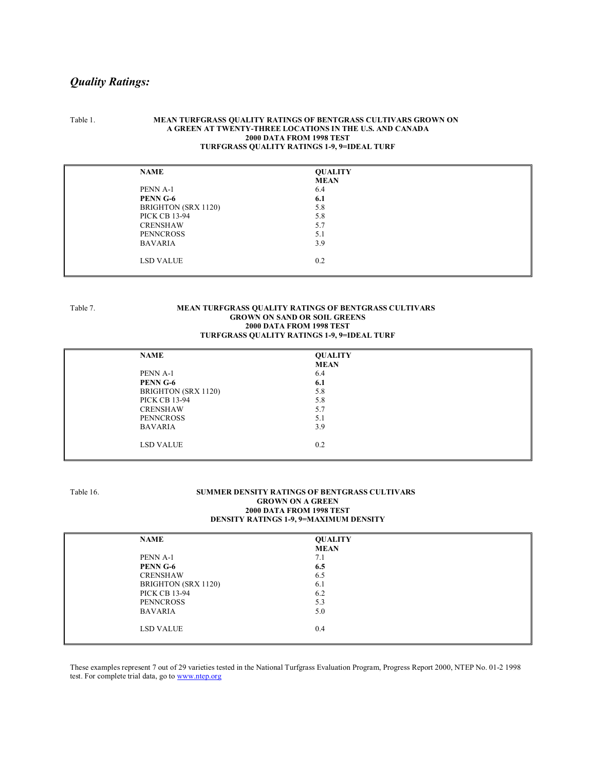## *Quality Ratings:*

Table 1. **MEAN TURFGRASS QUALITY RATINGS OF BENTGRASS CULTIVARS GROWN ON A GREEN AT TWENTY-THREE LOCATIONS IN THE U.S. AND CANADA 2000 DATA FROM 1998 TEST TURFGRASS QUALITY RATINGS 1-9, 9=IDEAL TURF**

| NAME | QUALITY MEAN |
|---|---|
| PENN A-1 | 6.4 |
| **PENN G-6** | **6.1** |
| BRIGHTON (SRX 1120) | 5.8 |
| PICK CB 13-94 | 5.8 |
| CRENSHAW | 5.7 |
| PENNCROSS | 5.1 |
| BAVARIA | 3.9 |
| LSD VALUE | 0.2 |

Table 7. **MEAN TURFGRASS QUALITY RATINGS OF BENTGRASS CULTIVARS GROWN ON SAND OR SOIL GREENS 2000 DATA FROM 1998 TEST TURFGRASS QUALITY RATINGS 1-9, 9=IDEAL TURF**

| NAME | QUALITY MEAN |
|---|---|
| PENN A-1 | 6.4 |
| **PENN G-6** | **6.1** |
| BRIGHTON (SRX 1120) | 5.8 |
| PICK CB 13-94 | 5.8 |
| CRENSHAW | 5.7 |
| PENNCROSS | 5.1 |
| BAVARIA | 3.9 |
| LSD VALUE | 0.2 |

Table 16. **SUMMER DENSITY RATINGS OF BENTGRASS CULTIVARS GROWN ON A GREEN 2000 DATA FROM 1998 TEST DENSITY RATINGS 1-9, 9=MAXIMUM DENSITY**

| NAME | QUALITY MEAN |
|---|---|
| PENN A-1 | 7.1 |
| **PENN G-6** | **6.5** |
| CRENSHAW | 6.5 |
| BRIGHTON (SRX 1120) | 6.1 |
| PICK CB 13-94 | 6.2 |
| PENNCROSS | 5.3 |
| BAVARIA | 5.0 |
| LSD VALUE | 0.4 |

These examples represent 7 out of 29 varieties tested in the National Turfgrass Evaluation Program, Progress Report 2000, NTEP No. 01-2 1998 test. For complete trial data, go to www.ntep.org